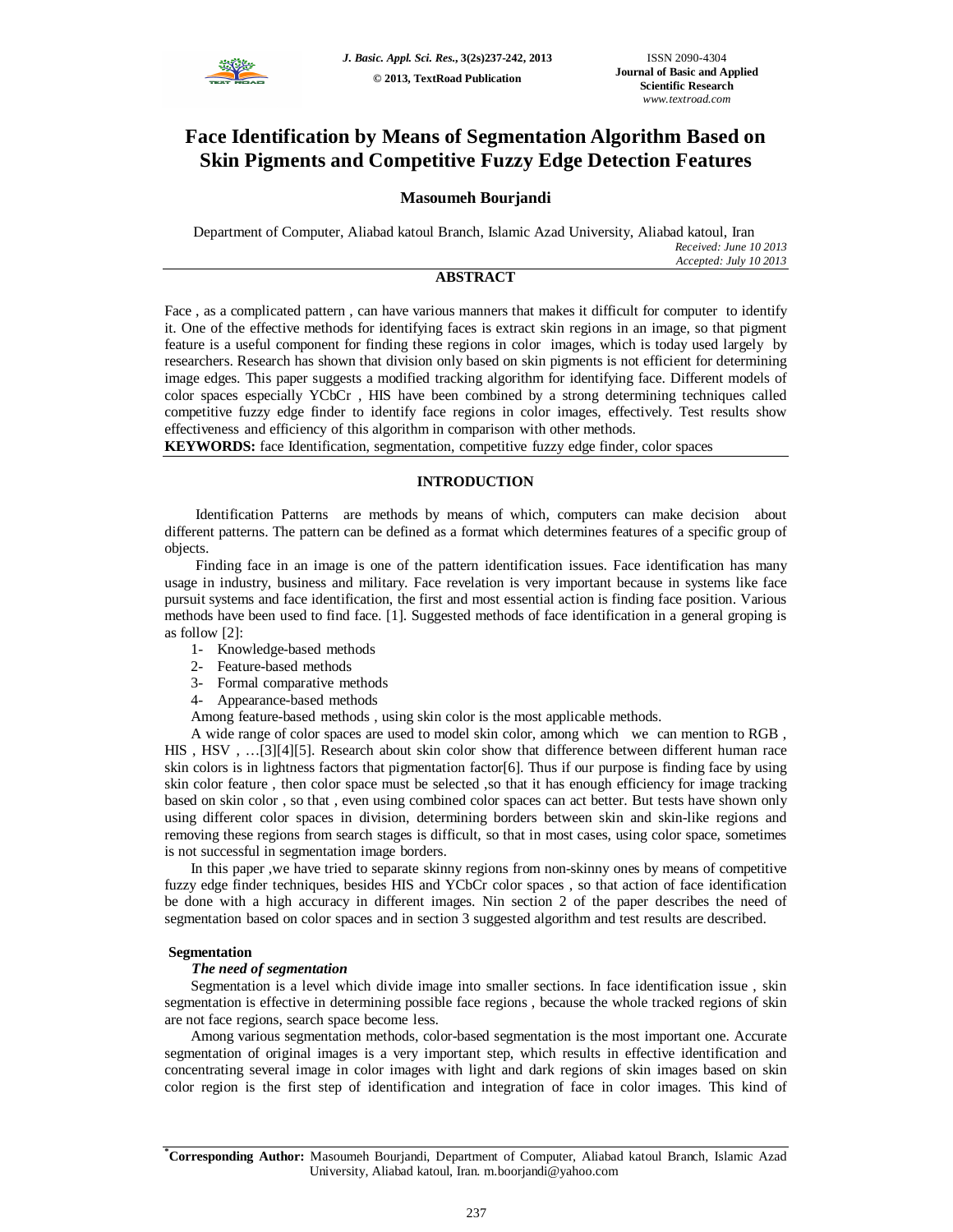# Face Identification by Means of Segmentation Algorithm Based on Skin Pigments and Competitive Fuzzy Edge Detection Features

**Masoumeh Bourjandi**

Department of Computer, Aliabad katoul Branch, Islamic Azad University, Aliabad katoul, Iran

*Received: June 10 2013*
*Accepted: July 10 2013*

## ABSTRACT

Face , as a complicated pattern , can have various manners that makes it difficult for computer to identify it. One of the effective methods for identifying faces is extract skin regions in an image, so that pigment feature is a useful component for finding these regions in color images, which is today used largely by researchers. Research has shown that division only based on skin pigments is not efficient for determining image edges. This paper suggests a modified tracking algorithm for identifying face. Different models of color spaces especially YCbCr , HIS have been combined by a strong determining techniques called competitive fuzzy edge finder to identify face regions in color images, effectively. Test results show effectiveness and efficiency of this algorithm in comparison with other methods.

**KEYWORDS:** face Identification, segmentation, competitive fuzzy edge finder, color spaces

## INTRODUCTION

Identification Patterns are methods by means of which, computers can make decision about different patterns. The pattern can be defined as a format which determines features of a specific group of objects.

Finding face in an image is one of the pattern identification issues. Face identification has many usage in industry, business and military. Face revelation is very important because in systems like face pursuit systems and face identification, the first and most essential action is finding face position. Various methods have been used to find face. [1]. Suggested methods of face identification in a general groping is as follow [2]:

1- Knowledge-based methods
2- Feature-based methods
3- Formal comparative methods
4- Appearance-based methods

Among feature-based methods , using skin color is the most applicable methods.

A wide range of color spaces are used to model skin color, among which we can mention to RGB , HIS , HSV , …[3][4][5]. Research about skin color show that difference between different human race skin colors is in lightness factors that pigmentation factor[6]. Thus if our purpose is finding face by using skin color feature , then color space must be selected ,so that it has enough efficiency for image tracking based on skin color , so that , even using combined color spaces can act better. But tests have shown only using different color spaces in division, determining borders between skin and skin-like regions and removing these regions from search stages is difficult, so that in most cases, using color space, sometimes is not successful in segmentation image borders.

In this paper ,we have tried to separate skinny regions from non-skinny ones by means of competitive fuzzy edge finder techniques, besides HIS and YCbCr color spaces , so that action of face identification be done with a high accuracy in different images. Nin section 2 of the paper describes the need of segmentation based on color spaces and in section 3 suggested algorithm and test results are described.

## Segmentation

### *The need of segmentation*

Segmentation is a level which divide image into smaller sections. In face identification issue , skin segmentation is effective in determining possible face regions , because the whole tracked regions of skin are not face regions, search space become less.

Among various segmentation methods, color-based segmentation is the most important one. Accurate segmentation of original images is a very important step, which results in effective identification and concentrating several image in color images with light and dark regions of skin images based on skin color region is the first step of identification and integration of face in color images. This kind of

---

[*]**Corresponding Author:** Masoumeh Bourjandi, Department of Computer, Aliabad katoul Branch, Islamic Azad University, Aliabad katoul, Iran. m.boorjandi@yahoo.com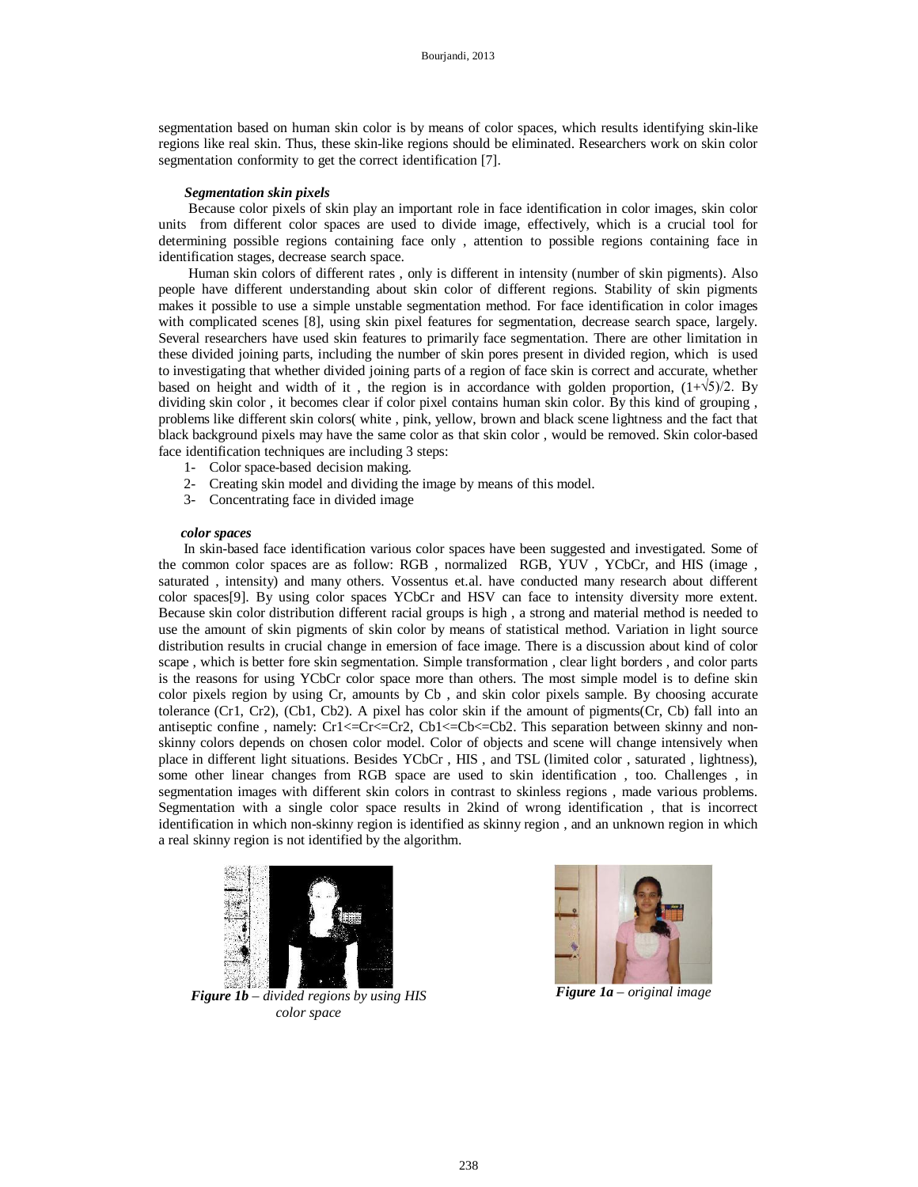segmentation based on human skin color is by means of color spaces, which results identifying skin-like regions like real skin. Thus, these skin-like regions should be eliminated. Researchers work on skin color segmentation conformity to get the correct identification [7].

### *Segmentation skin pixels*

Because color pixels of skin play an important role in face identification in color images, skin color units from different color spaces are used to divide image, effectively, which is a crucial tool for determining possible regions containing face only , attention to possible regions containing face in identification stages, decrease search space.

Human skin colors of different rates , only is different in intensity (number of skin pigments). Also people have different understanding about skin color of different regions. Stability of skin pigments makes it possible to use a simple unstable segmentation method. For face identification in color images with complicated scenes [8], using skin pixel features for segmentation, decrease search space, largely. Several researchers have used skin features to primarily face segmentation. There are other limitation in these divided joining parts, including the number of skin pores present in divided region, which is used to investigating that whether divided joining parts of a region of face skin is correct and accurate, whether based on height and width of it , the region is in accordance with golden proportion, $(1+\sqrt{5})/2$. By dividing skin color , it becomes clear if color pixel contains human skin color. By this kind of grouping , problems like different skin colors( white , pink, yellow, brown and black scene lightness and the fact that black background pixels may have the same color as that skin color , would be removed. Skin color-based face identification techniques are including 3 steps:

1- Color space-based decision making.
2- Creating skin model and dividing the image by means of this model.
3- Concentrating face in divided image

### *color spaces*

In skin-based face identification various color spaces have been suggested and investigated. Some of the common color spaces are as follow: RGB , normalized RGB, YUV , YCbCr, and HIS (image , saturated , intensity) and many others. Vossentus et.al. have conducted many research about different color spaces[9]. By using color spaces YCbCr and HSV can face to intensity diversity more extent. Because skin color distribution different racial groups is high , a strong and material method is needed to use the amount of skin pigments of skin color by means of statistical method. Variation in light source distribution results in crucial change in emersion of face image. There is a discussion about kind of color scape , which is better fore skin segmentation. Simple transformation , clear light borders , and color parts is the reasons for using YCbCr color space more than others. The most simple model is to define skin color pixels region by using Cr, amounts by Cb , and skin color pixels sample. By choosing accurate tolerance (Cr1, Cr2), (Cb1, Cb2). A pixel has color skin if the amount of pigments(Cr, Cb) fall into an antiseptic confine , namely: $Cr1 \le Cr \le Cr2$, $Cb1 \le Cb \le Cb2$. This separation between skinny and non-skinny colors depends on chosen color model. Color of objects and scene will change intensively when place in different light situations. Besides YCbCr , HIS , and TSL (limited color , saturated , lightness), some other linear changes from RGB space are used to skin identification , too. Challenges , in segmentation images with different skin colors in contrast to skinless regions , made various problems. Segmentation with a single color space results in 2kind of wrong identification , that is incorrect identification in which non-skinny region is identified as skinny region , and an unknown region in which a real skinny region is not identified by the algorithm.

***Figure 1b*** *– divided regions by using HIS color space*

***Figure 1a*** *– original image*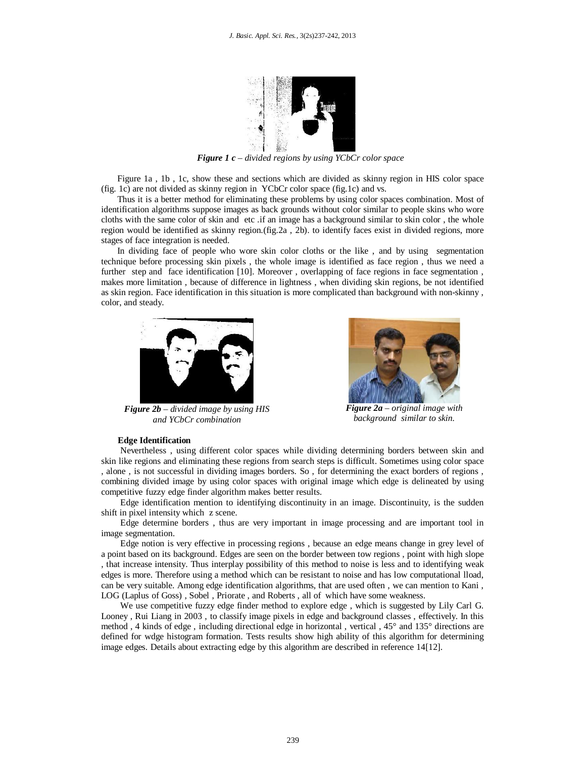*Figure 1 c – divided regions by using YCbCr color space*

Figure 1a , 1b , 1c, show these and sections which are divided as skinny region in HIS color space (fig. 1c) are not divided as skinny region in YCbCr color space (fig.1c) and vs.

Thus it is a better method for eliminating these problems by using color spaces combination. Most of identification algorithms suppose images as back grounds without color similar to people skins who wore cloths with the same color of skin and etc .if an image has a background similar to skin color , the whole region would be identified as skinny region.(fig.2a , 2b). to identify faces exist in divided regions, more stages of face integration is needed.

In dividing face of people who wore skin color cloths or the like , and by using segmentation technique before processing skin pixels , the whole image is identified as face region , thus we need a further step and face identification [10]. Moreover , overlapping of face regions in face segmentation , makes more limitation , because of difference in lightness , when dividing skin regions, be not identified as skin region. Face identification in this situation is more complicated than background with non-skinny , color, and steady.

*Figure 2b – divided image by using HIS and YCbCr combination*

*Figure 2a – original image with background similar to skin.*

**Edge Identification**

Nevertheless , using different color spaces while dividing determining borders between skin and skin like regions and eliminating these regions from search steps is difficult. Sometimes using color space , alone , is not successful in dividing images borders. So , for determining the exact borders of regions , combining divided image by using color spaces with original image which edge is delineated by using competitive fuzzy edge finder algorithm makes better results.

Edge identification mention to identifying discontinuity in an image. Discontinuity, is the sudden shift in pixel intensity which z scene.

Edge determine borders , thus are very important in image processing and are important tool in image segmentation.

Edge notion is very effective in processing regions , because an edge means change in grey level of a point based on its background. Edges are seen on the border between tow regions , point with high slope , that increase intensity. Thus interplay possibility of this method to noise is less and to identifying weak edges is more. Therefore using a method which can be resistant to noise and has low computational lload, can be very suitable. Among edge identification algorithms, that are used often , we can mention to Kani , LOG (Laplus of Goss) , Sobel , Priorate , and Roberts , all of which have some weakness.

We use competitive fuzzy edge finder method to explore edge , which is suggested by Lily Carl G. Looney , Rui Liang in 2003 , to classify image pixels in edge and background classes , effectively. In this method , 4 kinds of edge , including directional edge in horizontal , vertical , 45° and 135° directions are defined for wdge histogram formation. Tests results show high ability of this algorithm for determining image edges. Details about extracting edge by this algorithm are described in reference 14[12].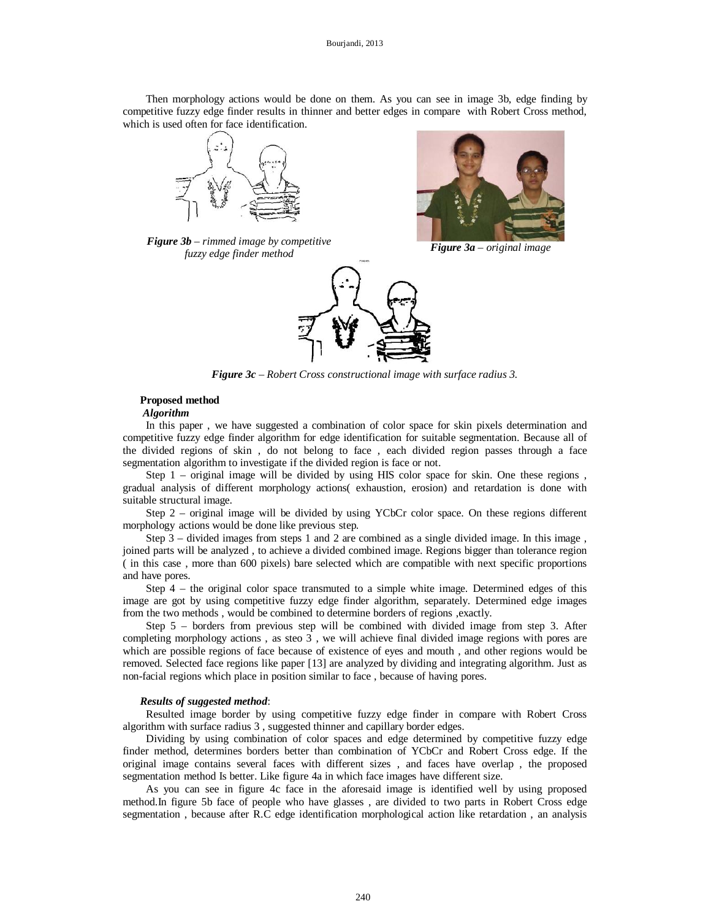Then morphology actions would be done on them. As you can see in image 3b, edge finding by competitive fuzzy edge finder results in thinner and better edges in compare with Robert Cross method, which is used often for face identification.

***Figure 3b*** *– rimmed image by competitive fuzzy edge finder method*

***Figure 3a*** *– original image*

***Figure 3c*** *– Robert Cross constructional image with surface radius 3.*

**Proposed method**

***Algorithm***

In this paper , we have suggested a combination of color space for skin pixels determination and competitive fuzzy edge finder algorithm for edge identification for suitable segmentation. Because all of the divided regions of skin , do not belong to face , each divided region passes through a face segmentation algorithm to investigate if the divided region is face or not.

Step 1 – original image will be divided by using HIS color space for skin. One these regions , gradual analysis of different morphology actions( exhaustion, erosion) and retardation is done with suitable structural image.

Step 2 – original image will be divided by using YCbCr color space. On these regions different morphology actions would be done like previous step.

Step 3 – divided images from steps 1 and 2 are combined as a single divided image. In this image , joined parts will be analyzed , to achieve a divided combined image. Regions bigger than tolerance region ( in this case , more than 600 pixels) bare selected which are compatible with next specific proportions and have pores.

Step 4 – the original color space transmuted to a simple white image. Determined edges of this image are got by using competitive fuzzy edge finder algorithm, separately. Determined edge images from the two methods , would be combined to determine borders of regions ,exactly.

Step 5 – borders from previous step will be combined with divided image from step 3. After completing morphology actions , as steo 3 , we will achieve final divided image regions with pores are which are possible regions of face because of existence of eyes and mouth , and other regions would be removed. Selected face regions like paper [13] are analyzed by dividing and integrating algorithm. Just as non-facial regions which place in position similar to face , because of having pores.

***Results of suggested method***:

Resulted image border by using competitive fuzzy edge finder in compare with Robert Cross algorithm with surface radius 3 , suggested thinner and capillary border edges.

Dividing by using combination of color spaces and edge determined by competitive fuzzy edge finder method, determines borders better than combination of YCbCr and Robert Cross edge. If the original image contains several faces with different sizes , and faces have overlap , the proposed segmentation method Is better. Like figure 4a in which face images have different size.

As you can see in figure 4c face in the aforesaid image is identified well by using proposed method.In figure 5b face of people who have glasses , are divided to two parts in Robert Cross edge segmentation , because after R.C edge identification morphological action like retardation , an analysis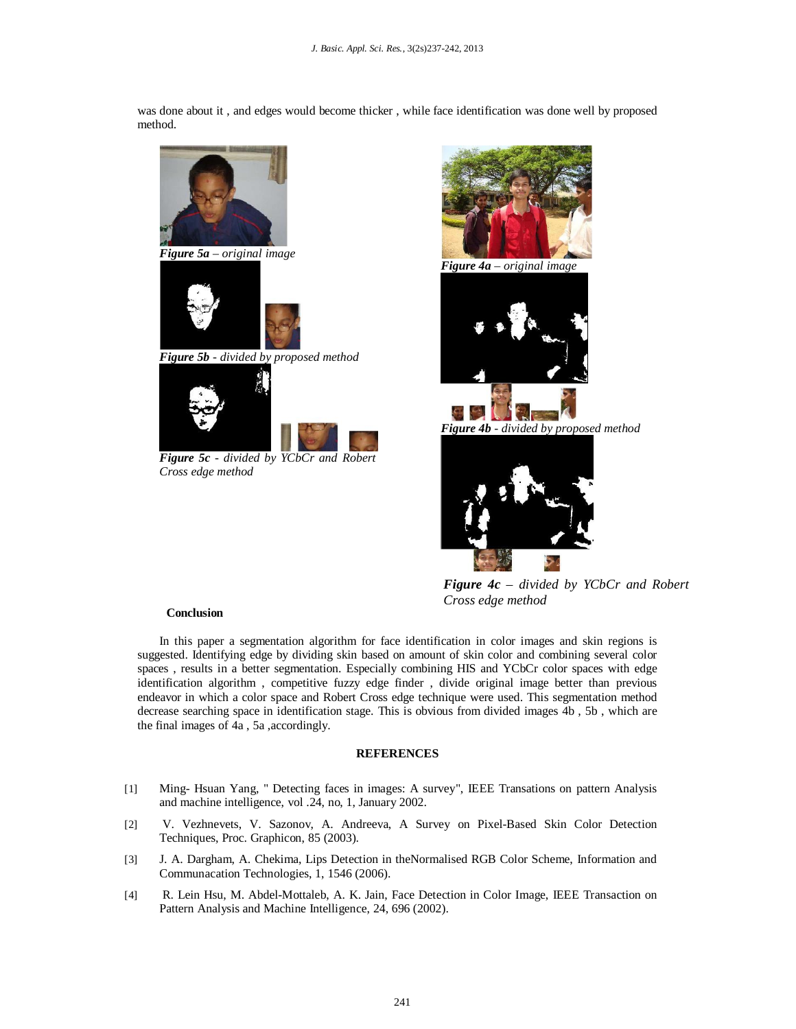was done about it , and edges would become thicker , while face identification was done well by proposed method.

***Figure 5a*** *– original image*

***Figure 5b*** *- divided by proposed method*

***Figure 5c*** *- divided by YCbCr and Robert Cross edge method*

***Figure 4a*** *– original image*

***Figure 4b*** *- divided by proposed method*

***Figure 4c*** *– divided by YCbCr and Robert Cross edge method*

**Conclusion**

In this paper a segmentation algorithm for face identification in color images and skin regions is suggested. Identifying edge by dividing skin based on amount of skin color and combining several color spaces , results in a better segmentation. Especially combining HIS and YCbCr color spaces with edge identification algorithm , competitive fuzzy edge finder , divide original image better than previous endeavor in which a color space and Robert Cross edge technique were used. This segmentation method decrease searching space in identification stage. This is obvious from divided images 4b , 5b , which are the final images of 4a , 5a ,accordingly.

## REFERENCES

[1] Ming- Hsuan Yang, " Detecting faces in images: A survey", IEEE Transations on pattern Analysis and machine intelligence, vol .24, no, 1, January 2002.

[2] V. Vezhnevets, V. Sazonov, A. Andreeva, A Survey on Pixel-Based Skin Color Detection Techniques, Proc. Graphicon, 85 (2003).

[3] J. A. Dargham, A. Chekima, Lips Detection in theNormalised RGB Color Scheme, Information and Communacation Technologies, 1, 1546 (2006).

[4] R. Lein Hsu, M. Abdel-Mottaleb, A. K. Jain, Face Detection in Color Image, IEEE Transaction on Pattern Analysis and Machine Intelligence, 24, 696 (2002).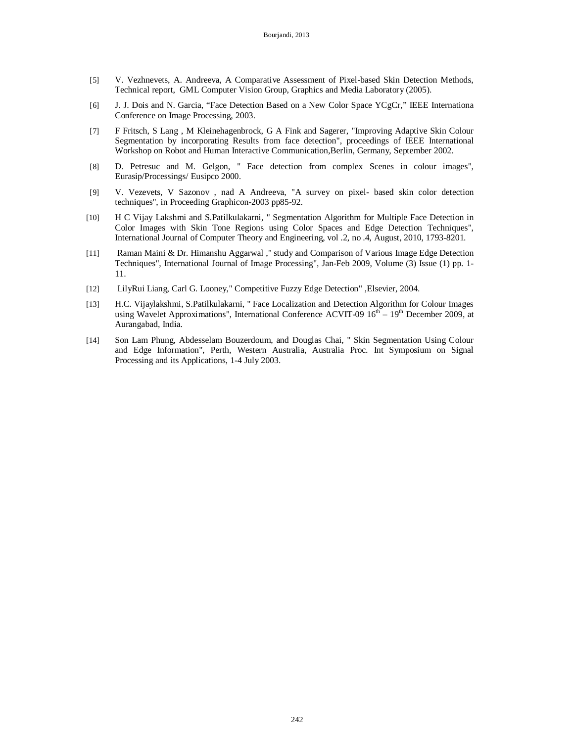[5] V. Vezhnevets, A. Andreeva, A Comparative Assessment of Pixel-based Skin Detection Methods, Technical report, GML Computer Vision Group, Graphics and Media Laboratory (2005).

[6] J. J. Dois and N. Garcia, "Face Detection Based on a New Color Space YCgCr," IEEE Internationa Conference on Image Processing, 2003.

[7] F Fritsch, S Lang , M Kleinehagenbrock, G A Fink and Sagerer, "Improving Adaptive Skin Colour Segmentation by incorporating Results from face detection", proceedings of IEEE International Workshop on Robot and Human Interactive Communication,Berlin, Germany, September 2002.

[8] D. Petresuc and M. Gelgon, " Face detection from complex Scenes in colour images", Eurasip/Processings/ Eusipco 2000.

[9] V. Vezevets, V Sazonov , nad A Andreeva, "A survey on pixel- based skin color detection techniques", in Proceeding Graphicon-2003 pp85-92.

[10] H C Vijay Lakshmi and S.Patilkulakarni, " Segmentation Algorithm for Multiple Face Detection in Color Images with Skin Tone Regions using Color Spaces and Edge Detection Techniques", International Journal of Computer Theory and Engineering, vol .2, no .4, August, 2010, 1793-8201.

[11] Raman Maini & Dr. Himanshu Aggarwal ," study and Comparison of Various Image Edge Detection Techniques", International Journal of Image Processing", Jan-Feb 2009, Volume (3) Issue (1) pp. 1-11.

[12] LilyRui Liang, Carl G. Looney," Competitive Fuzzy Edge Detection" ,Elsevier, 2004.

[13] H.C. Vijaylakshmi, S.Patilkulakarni, " Face Localization and Detection Algorithm for Colour Images using Wavelet Approximations", International Conference ACVIT-09 16th – 19th December 2009, at Aurangabad, India.

[14] Son Lam Phung, Abdesselam Bouzerdoum, and Douglas Chai, " Skin Segmentation Using Colour and Edge Information", Perth, Western Australia, Australia Proc. Int Symposium on Signal Processing and its Applications, 1-4 July 2003.